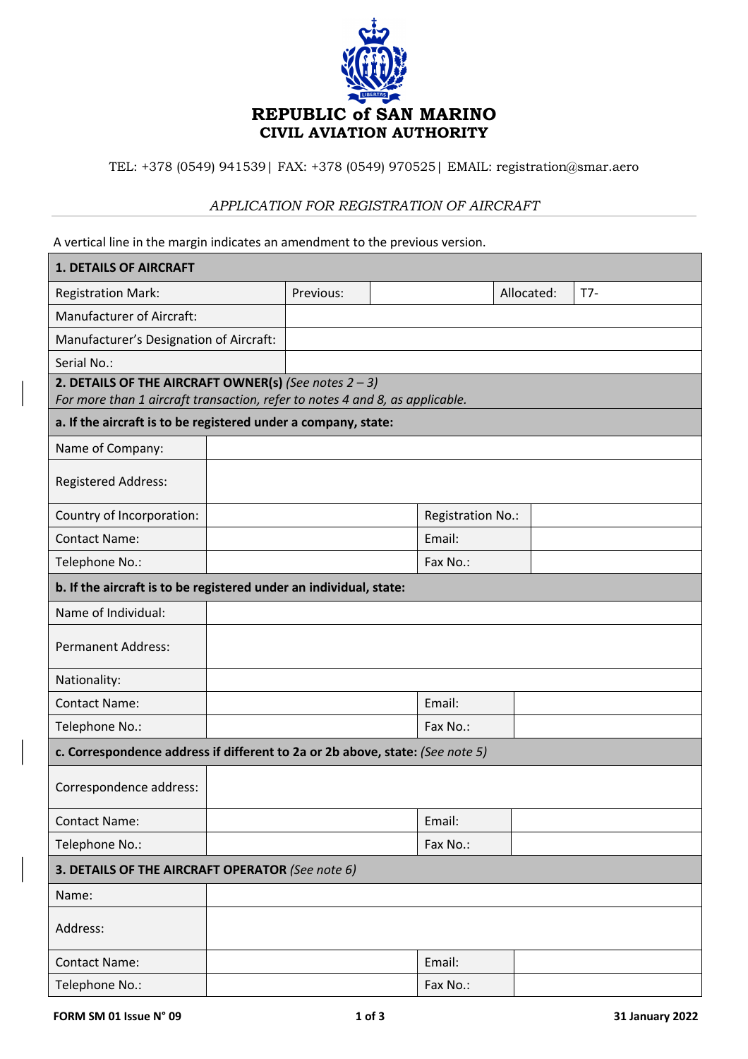# REPUBLIC of SAN MARINO
## CIVIL AVIATION AUTHORITY

TEL: +378 (0549) 941539| FAX: +378 (0549) 970525| EMAIL: registration@smar.aero

*APPLICATION FOR REGISTRATION OF AIRCRAFT*

A vertical line in the margin indicates an amendment to the previous version.

| **1. DETAILS OF AIRCRAFT** | | | | |
|---|---|---|---|---|
| Registration Mark: | Previous: | | Allocated: | T7- |
| Manufacturer of Aircraft: | | | | |
| Manufacturer's Designation of Aircraft: | | | | |
| Serial No.: | | | | |

**2. DETAILS OF THE AIRCRAFT OWNER(s)** *(See notes 2 – 3)*
*For more than 1 aircraft transaction, refer to notes 4 and 8, as applicable.*

| **a. If the aircraft is to be registered under a company, state:** | | | |
|---|---|---|---|
| Name of Company: | | | |
| Registered Address: | | | |
| Country of Incorporation: | | Registration No.: | |
| Contact Name: | | Email: | |
| Telephone No.: | | Fax No.: | |

| **b. If the aircraft is to be registered under an individual, state:** | | | |
|---|---|---|---|
| Name of Individual: | | | |
| Permanent Address: | | | |
| Nationality: | | | |
| Contact Name: | | Email: | |
| Telephone No.: | | Fax No.: | |

| **c. Correspondence address if different to 2a or 2b above, state:** *(See note 5)* | | | |
|---|---|---|---|
| Correspondence address: | | | |
| Contact Name: | | Email: | |
| Telephone No.: | | Fax No.: | |

| **3. DETAILS OF THE AIRCRAFT OPERATOR** *(See note 6)* | | | |
|---|---|---|---|
| Name: | | | |
| Address: | | | |
| Contact Name: | | Email: | |
| Telephone No.: | | Fax No.: | |

FORM SM 01 Issue N° 09 31 January 2022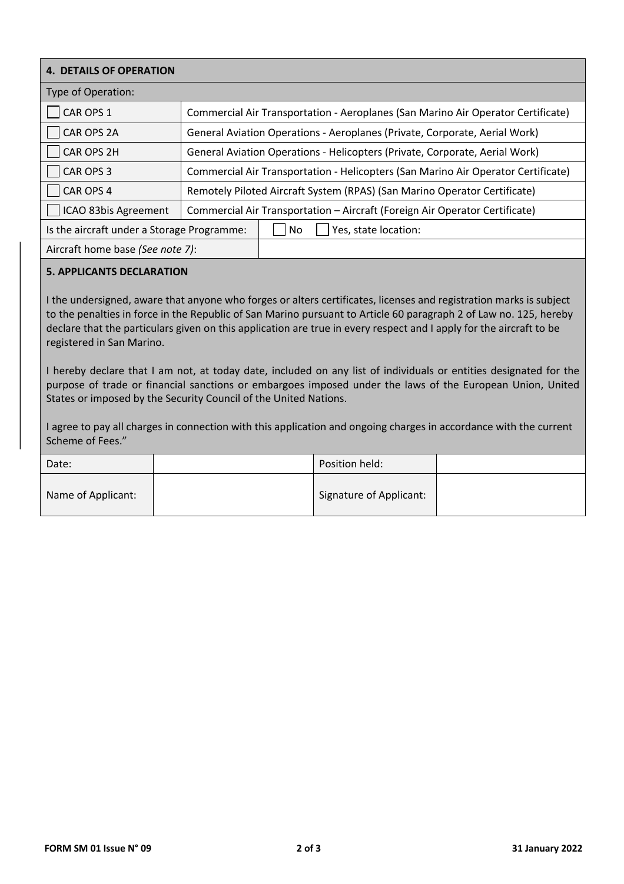## 4. DETAILS OF OPERATION

Type of Operation:

| | |
|---|---|
| ☐ CAR OPS 1 | Commercial Air Transportation - Aeroplanes (San Marino Air Operator Certificate) |
| ☐ CAR OPS 2A | General Aviation Operations - Aeroplanes (Private, Corporate, Aerial Work) |
| ☐ CAR OPS 2H | General Aviation Operations - Helicopters (Private, Corporate, Aerial Work) |
| ☐ CAR OPS 3 | Commercial Air Transportation - Helicopters (San Marino Air Operator Certificate) |
| ☐ CAR OPS 4 | Remotely Piloted Aircraft System (RPAS) (San Marino Operator Certificate) |
| ☐ ICAO 83bis Agreement | Commercial Air Transportation – Aircraft (Foreign Air Operator Certificate) |

| | |
|---|---|
| Is the aircraft under a Storage Programme: | ☐ No ☐ Yes, state location: |
| Aircraft home base *(See note 7)*: | |

## 5. APPLICANTS DECLARATION

I the undersigned, aware that anyone who forges or alters certificates, licenses and registration marks is subject to the penalties in force in the Republic of San Marino pursuant to Article 60 paragraph 2 of Law no. 125, hereby declare that the particulars given on this application are true in every respect and I apply for the aircraft to be registered in San Marino.

I hereby declare that I am not, at today date, included on any list of individuals or entities designated for the purpose of trade or financial sanctions or embargoes imposed under the laws of the European Union, United States or imposed by the Security Council of the United Nations.

I agree to pay all charges in connection with this application and ongoing charges in accordance with the current Scheme of Fees."

| | | | |
|---|---|---|---|
| Date: | | Position held: | |
| Name of Applicant: | | Signature of Applicant: | |

FORM SM 01 Issue N° 09 31 January 2022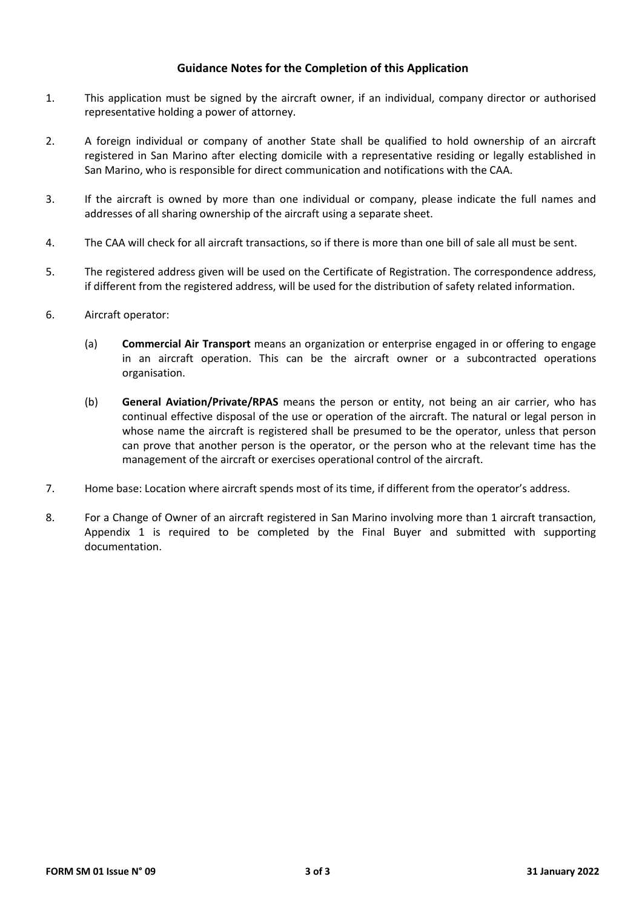## Guidance Notes for the Completion of this Application

1. This application must be signed by the aircraft owner, if an individual, company director or authorised representative holding a power of attorney.

2. A foreign individual or company of another State shall be qualified to hold ownership of an aircraft registered in San Marino after electing domicile with a representative residing or legally established in San Marino, who is responsible for direct communication and notifications with the CAA.

3. If the aircraft is owned by more than one individual or company, please indicate the full names and addresses of all sharing ownership of the aircraft using a separate sheet.

4. The CAA will check for all aircraft transactions, so if there is more than one bill of sale all must be sent.

5. The registered address given will be used on the Certificate of Registration. The correspondence address, if different from the registered address, will be used for the distribution of safety related information.

6. Aircraft operator:

   (a) **Commercial Air Transport** means an organization or enterprise engaged in or offering to engage in an aircraft operation. This can be the aircraft owner or a subcontracted operations organisation.

   (b) **General Aviation/Private/RPAS** means the person or entity, not being an air carrier, who has continual effective disposal of the use or operation of the aircraft. The natural or legal person in whose name the aircraft is registered shall be presumed to be the operator, unless that person can prove that another person is the operator, or the person who at the relevant time has the management of the aircraft or exercises operational control of the aircraft.

7. Home base: Location where aircraft spends most of its time, if different from the operator's address.

8. For a Change of Owner of an aircraft registered in San Marino involving more than 1 aircraft transaction, Appendix 1 is required to be completed by the Final Buyer and submitted with supporting documentation.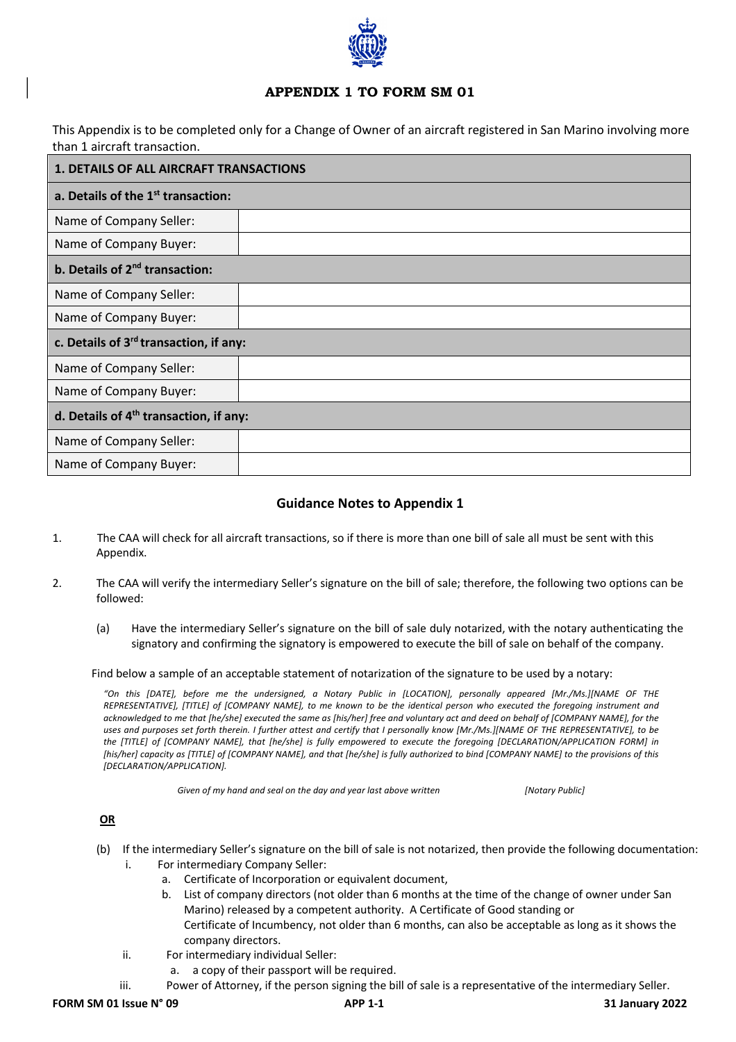# APPENDIX 1 TO FORM SM 01

This Appendix is to be completed only for a Change of Owner of an aircraft registered in San Marino involving more than 1 aircraft transaction.

| | |
|---|---|
| **1. DETAILS OF ALL AIRCRAFT TRANSACTIONS** | |
| **a. Details of the 1st transaction:** | |
| Name of Company Seller: | |
| Name of Company Buyer: | |
| **b. Details of 2nd transaction:** | |
| Name of Company Seller: | |
| Name of Company Buyer: | |
| **c. Details of 3rd transaction, if any:** | |
| Name of Company Seller: | |
| Name of Company Buyer: | |
| **d. Details of 4th transaction, if any:** | |
| Name of Company Seller: | |
| Name of Company Buyer: | |

## Guidance Notes to Appendix 1

1. The CAA will check for all aircraft transactions, so if there is more than one bill of sale all must be sent with this Appendix.

2. The CAA will verify the intermediary Seller's signature on the bill of sale; therefore, the following two options can be followed:

   (a) Have the intermediary Seller's signature on the bill of sale duly notarized, with the notary authenticating the signatory and confirming the signatory is empowered to execute the bill of sale on behalf of the company.

Find below a sample of an acceptable statement of notarization of the signature to be used by a notary:

*"On this [DATE], before me the undersigned, a Notary Public in [LOCATION], personally appeared [Mr./Ms.][NAME OF THE REPRESENTATIVE], [TITLE] of [COMPANY NAME], to me known to be the identical person who executed the foregoing instrument and acknowledged to me that [he/she] executed the same as [his/her] free and voluntary act and deed on behalf of [COMPANY NAME], for the uses and purposes set forth therein. I further attest and certify that I personally know [Mr./Ms.][NAME OF THE REPRESENTATIVE], to be the [TITLE] of [COMPANY NAME], that [he/she] is fully empowered to execute the foregoing [DECLARATION/APPLICATION FORM] in [his/her] capacity as [TITLE] of [COMPANY NAME], and that [he/she] is fully authorized to bind [COMPANY NAME] to the provisions of this [DECLARATION/APPLICATION].*

*Given of my hand and seal on the day and year last above written* *[Notary Public]*

**OR**

(b) If the intermediary Seller's signature on the bill of sale is not notarized, then provide the following documentation:

i. For intermediary Company Seller:
   - a. Certificate of Incorporation or equivalent document,
   - b. List of company directors (not older than 6 months at the time of the change of owner under San Marino) released by a competent authority. A Certificate of Good standing or Certificate of Incumbency, not older than 6 months, can also be acceptable as long as it shows the company directors.

ii. For intermediary individual Seller:
   - a. a copy of their passport will be required.

iii. Power of Attorney, if the person signing the bill of sale is a representative of the intermediary Seller.